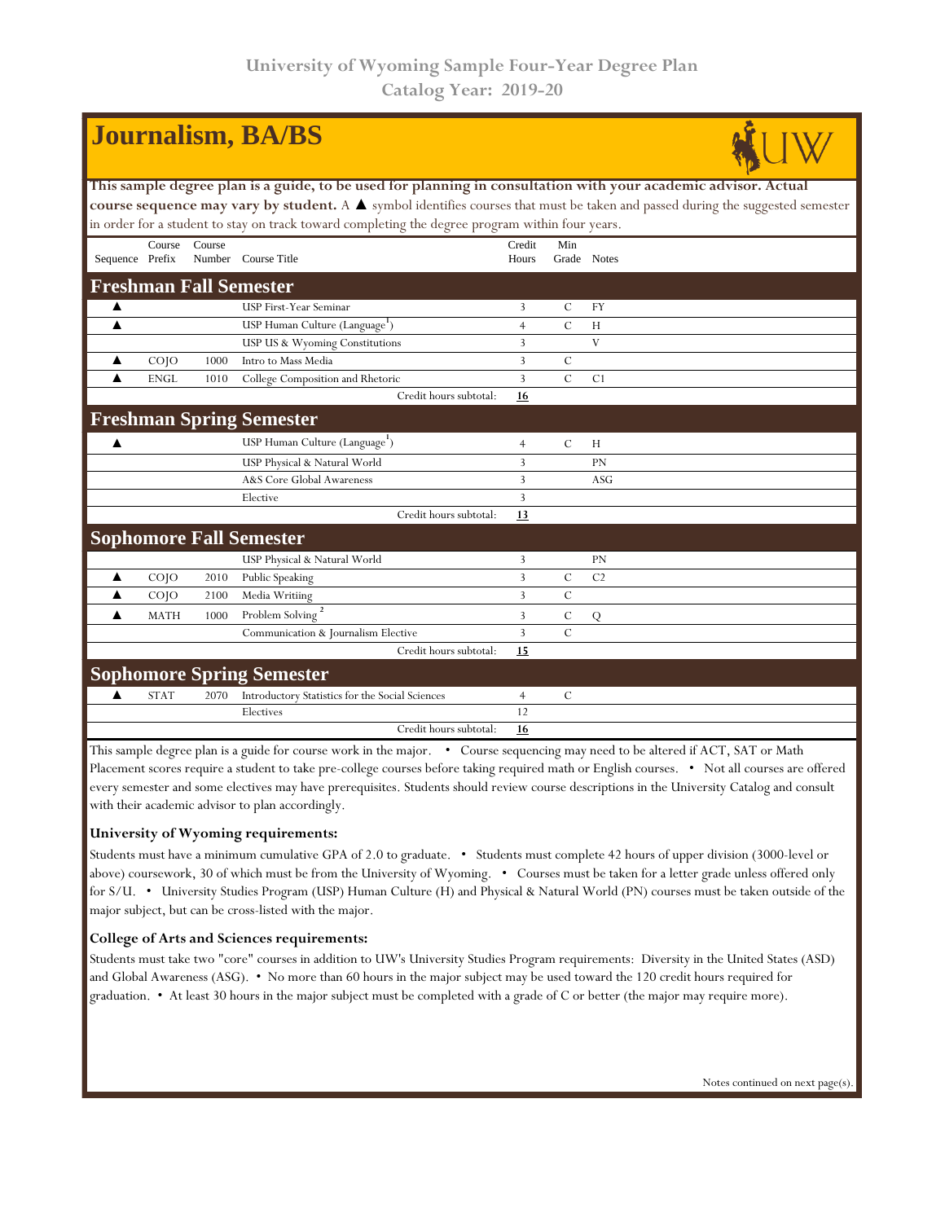# University of Wyoming Sample Four-Year Degree Plan
## Catalog Year: 2019-20

# Journalism, BA/BS

**This sample degree plan is a guide, to be used for planning in consultation with your academic advisor. Actual course sequence may vary by student.** A ▲ symbol identifies courses that must be taken and passed during the suggested semester in order for a student to stay on track toward completing the degree program within four years.

| Sequence | Course Prefix | Course Number | Course Title | Credit Hours | Min Grade | Notes |
|---|---|---|---|---|---|---|
| **Freshman Fall Semester** | | | | | | |
| ▲ | | | USP First-Year Seminar | 3 | C | FY |
| ▲ | | | USP Human Culture (Language[1]) | 4 | C | H |
| | | | USP US & Wyoming Constitutions | 3 | | V |
| ▲ | COJO | 1000 | Intro to Mass Media | 3 | C | |
| ▲ | ENGL | 1010 | College Composition and Rhetoric | 3 | C | C1 |
| | | | Credit hours subtotal: | **16** | | |
| **Freshman Spring Semester** | | | | | | |
| ▲ | | | USP Human Culture (Language[1]) | 4 | C | H |
| | | | USP Physical & Natural World | 3 | | PN |
| | | | A&S Core Global Awareness | 3 | | ASG |
| | | | Elective | 3 | | |
| | | | Credit hours subtotal: | **13** | | |
| **Sophomore Fall Semester** | | | | | | |
| | | | USP Physical & Natural World | 3 | | PN |
| ▲ | COJO | 2010 | Public Speaking | 3 | C | C2 |
| ▲ | COJO | 2100 | Media Writiing | 3 | C | |
| ▲ | MATH | 1000 | Problem Solving [2] | 3 | C | Q |
| | | | Communication & Journalism Elective | 3 | C | |
| | | | Credit hours subtotal: | **15** | | |
| **Sophomore Spring Semester** | | | | | | |
| ▲ | STAT | 2070 | Introductory Statistics for the Social Sciences | 4 | C | |
| | | | Electives | 12 | | |
| | | | Credit hours subtotal: | **16** | | |

This sample degree plan is a guide for course work in the major. • Course sequencing may need to be altered if ACT, SAT or Math Placement scores require a student to take pre-college courses before taking required math or English courses. • Not all courses are offered every semester and some electives may have prerequisites. Students should review course descriptions in the University Catalog and consult with their academic advisor to plan accordingly.

### University of Wyoming requirements:

Students must have a minimum cumulative GPA of 2.0 to graduate. • Students must complete 42 hours of upper division (3000-level or above) coursework, 30 of which must be from the University of Wyoming. • Courses must be taken for a letter grade unless offered only for S/U. • University Studies Program (USP) Human Culture (H) and Physical & Natural World (PN) courses must be taken outside of the major subject, but can be cross-listed with the major.

### College of Arts and Sciences requirements:

Students must take two "core" courses in addition to UW's University Studies Program requirements: Diversity in the United States (ASD) and Global Awareness (ASG). • No more than 60 hours in the major subject may be used toward the 120 credit hours required for graduation. • At least 30 hours in the major subject must be completed with a grade of C or better (the major may require more).

Notes continued on next page(s).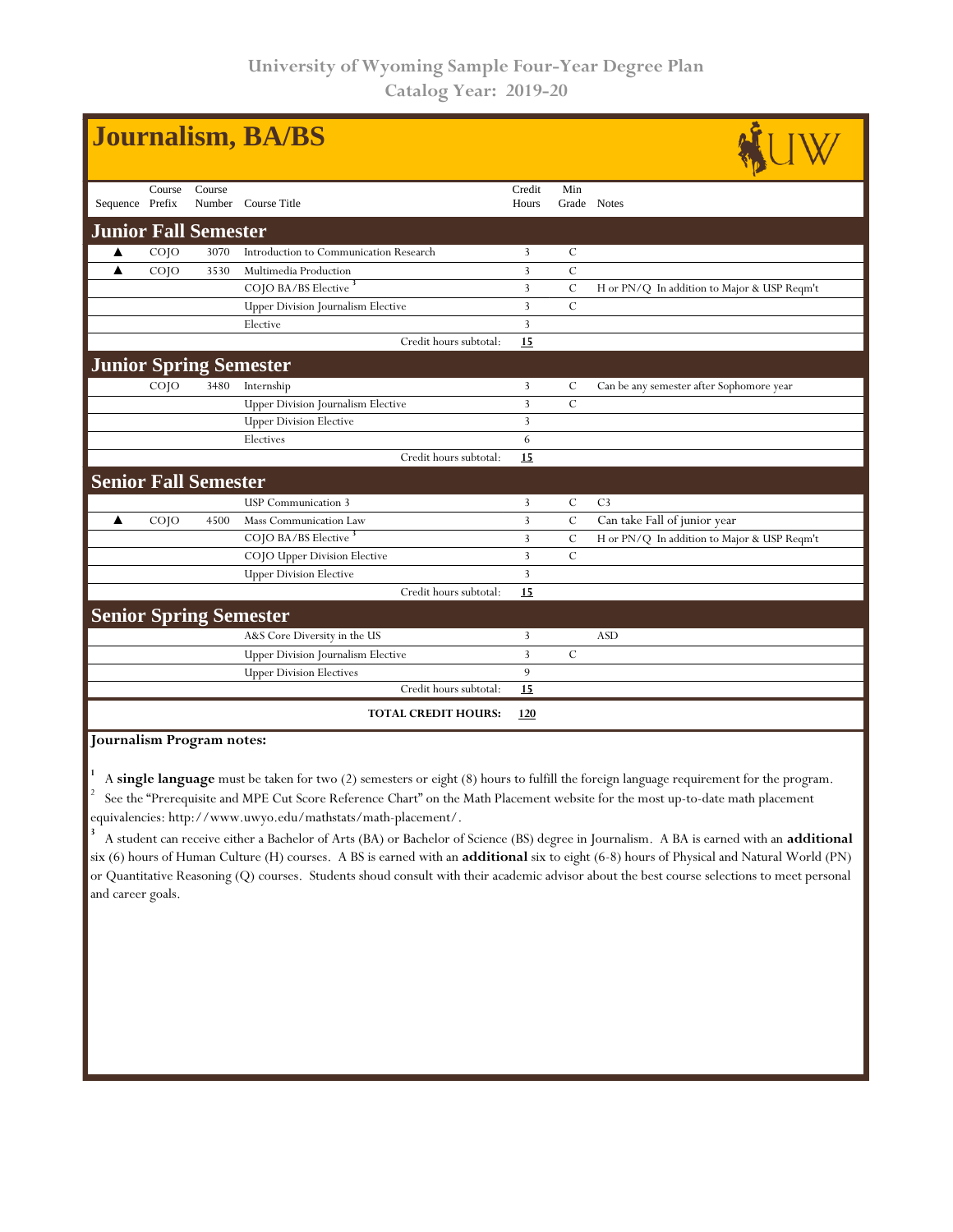University of Wyoming Sample Four-Year Degree Plan
Catalog Year: 2019-20

# Journalism, BA/BS

| Sequence | Course Prefix | Course Number | Course Title | Credit Hours | Min Grade | Notes |
|---|---|---|---|---|---|---|
| **Junior Fall Semester** | | | | | | |
| ▲ | COJO | 3070 | Introduction to Communication Research | 3 | C | |
| ▲ | COJO | 3530 | Multimedia Production | 3 | C | |
| | | | COJO BA/BS Elective [3] | 3 | C | H or PN/Q In addition to Major & USP Reqm't |
| | | | Upper Division Journalism Elective | 3 | C | |
| | | | Elective | 3 | | |
| | | | Credit hours subtotal: | **15** | | |
| **Junior Spring Semester** | | | | | | |
| | COJO | 3480 | Internship | 3 | C | Can be any semester after Sophomore year |
| | | | Upper Division Journalism Elective | 3 | C | |
| | | | Upper Division Elective | 3 | | |
| | | | Electives | 6 | | |
| | | | Credit hours subtotal: | **15** | | |
| **Senior Fall Semester** | | | | | | |
| | | | USP Communication 3 | 3 | C | C3 |
| ▲ | COJO | 4500 | Mass Communication Law | 3 | C | Can take Fall of junior year |
| | | | COJO BA/BS Elective [3] | 3 | C | H or PN/Q In addition to Major & USP Reqm't |
| | | | COJO Upper Division Elective | 3 | C | |
| | | | Upper Division Elective | 3 | | |
| | | | Credit hours subtotal: | **15** | | |
| **Senior Spring Semester** | | | | | | |
| | | | A&S Core Diversity in the US | 3 | | ASD |
| | | | Upper Division Journalism Elective | 3 | C | |
| | | | Upper Division Electives | 9 | | |
| | | | Credit hours subtotal: | **15** | | |
| | | | **TOTAL CREDIT HOURS:** | **120** | | |

**Journalism Program notes:**

[1] A **single language** must be taken for two (2) semesters or eight (8) hours to fulfill the foreign language requirement for the program.

[2] See the "Prerequisite and MPE Cut Score Reference Chart" on the Math Placement website for the most up-to-date math placement equivalencies: http://www.uwyo.edu/mathstats/math-placement/.

[3] A student can receive either a Bachelor of Arts (BA) or Bachelor of Science (BS) degree in Journalism. A BA is earned with an **additional** six (6) hours of Human Culture (H) courses. A BS is earned with an **additional** six to eight (6-8) hours of Physical and Natural World (PN) or Quantitative Reasoning (Q) courses. Students shoud consult with their academic advisor about the best course selections to meet personal and career goals.